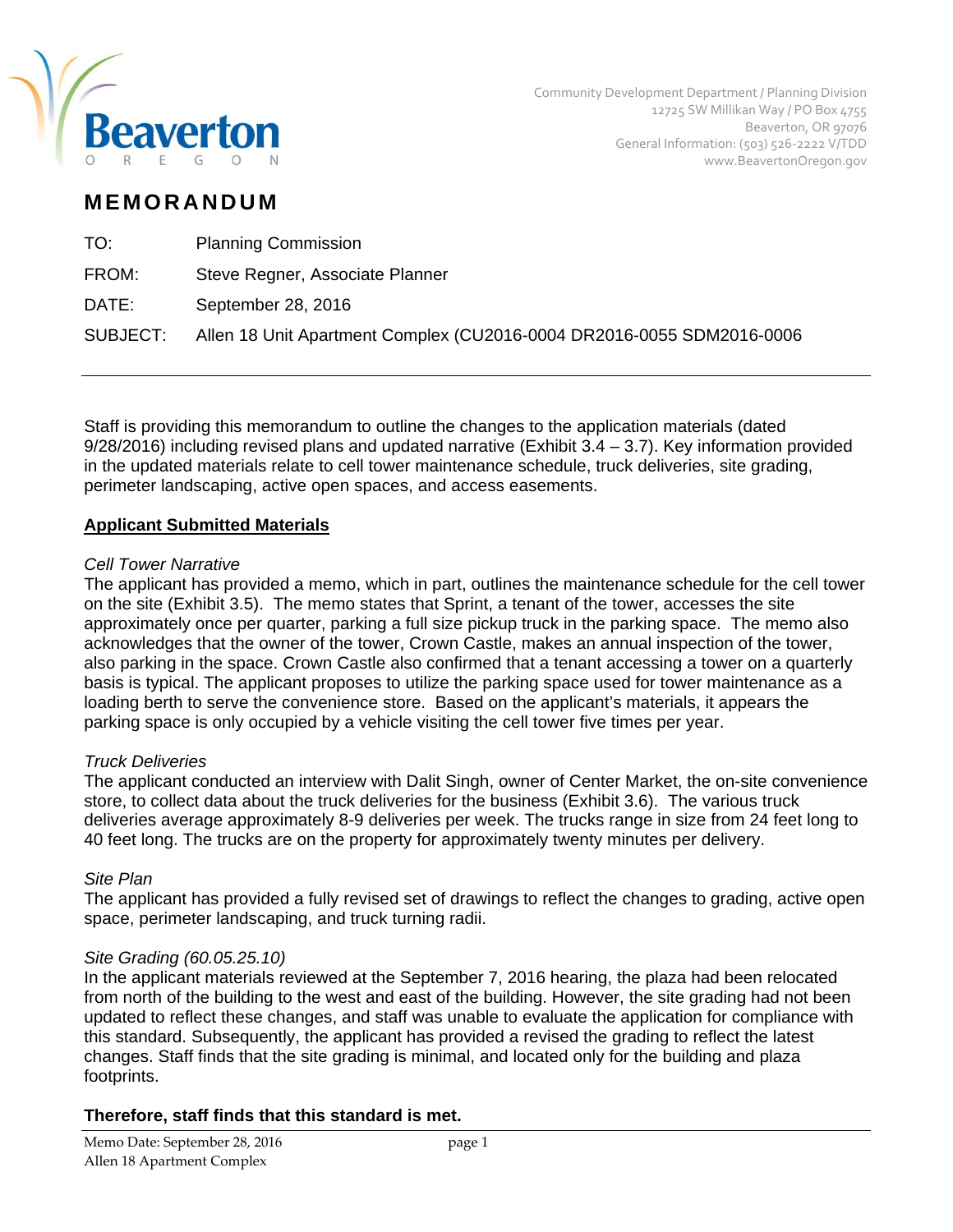Community Development Department / Planning Division
12725 SW Millikan Way / PO Box 4755
Beaverton, OR 97076
General Information: (503) 526-2222 V/TDD
www.BeavertonOregon.gov

# MEMORANDUM

TO: Planning Commission

FROM: Steve Regner, Associate Planner

DATE: September 28, 2016

SUBJECT: Allen 18 Unit Apartment Complex (CU2016-0004 DR2016-0055 SDM2016-0006

---

Staff is providing this memorandum to outline the changes to the application materials (dated 9/28/2016) including revised plans and updated narrative (Exhibit 3.4 – 3.7). Key information provided in the updated materials relate to cell tower maintenance schedule, truck deliveries, site grading, perimeter landscaping, active open spaces, and access easements.

## Applicant Submitted Materials

*Cell Tower Narrative*

The applicant has provided a memo, which in part, outlines the maintenance schedule for the cell tower on the site (Exhibit 3.5). The memo states that Sprint, a tenant of the tower, accesses the site approximately once per quarter, parking a full size pickup truck in the parking space. The memo also acknowledges that the owner of the tower, Crown Castle, makes an annual inspection of the tower, also parking in the space. Crown Castle also confirmed that a tenant accessing a tower on a quarterly basis is typical. The applicant proposes to utilize the parking space used for tower maintenance as a loading berth to serve the convenience store. Based on the applicant's materials, it appears the parking space is only occupied by a vehicle visiting the cell tower five times per year.

*Truck Deliveries*

The applicant conducted an interview with Dalit Singh, owner of Center Market, the on-site convenience store, to collect data about the truck deliveries for the business (Exhibit 3.6). The various truck deliveries average approximately 8-9 deliveries per week. The trucks range in size from 24 feet long to 40 feet long. The trucks are on the property for approximately twenty minutes per delivery.

*Site Plan*

The applicant has provided a fully revised set of drawings to reflect the changes to grading, active open space, perimeter landscaping, and truck turning radii.

*Site Grading (60.05.25.10)*

In the applicant materials reviewed at the September 7, 2016 hearing, the plaza had been relocated from north of the building to the west and east of the building. However, the site grading had not been updated to reflect these changes, and staff was unable to evaluate the application for compliance with this standard. Subsequently, the applicant has provided a revised the grading to reflect the latest changes. Staff finds that the site grading is minimal, and located only for the building and plaza footprints.

**Therefore, staff finds that this standard is met.**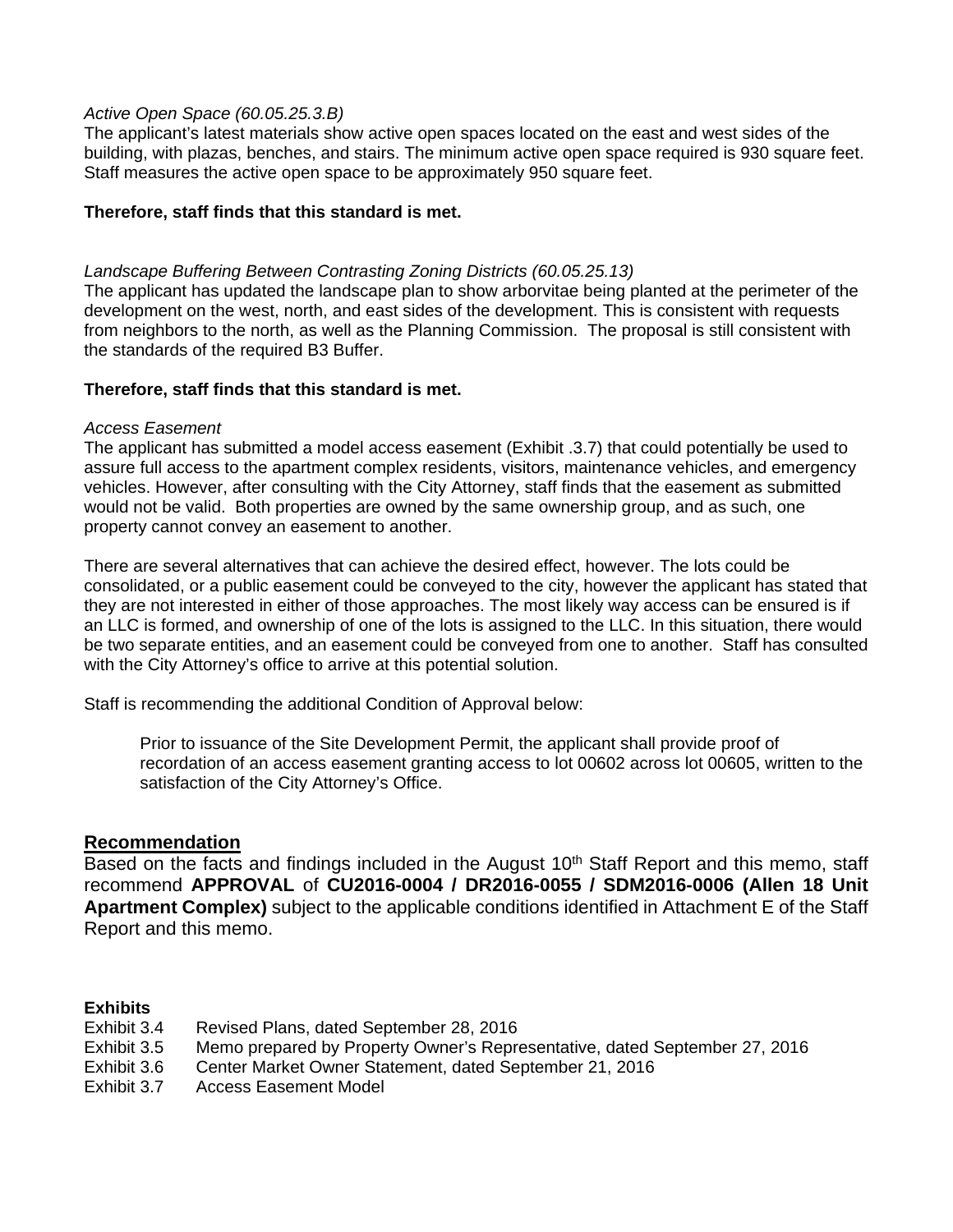*Active Open Space (60.05.25.3.B)*
The applicant's latest materials show active open spaces located on the east and west sides of the building, with plazas, benches, and stairs. The minimum active open space required is 930 square feet. Staff measures the active open space to be approximately 950 square feet.

**Therefore, staff finds that this standard is met.**

*Landscape Buffering Between Contrasting Zoning Districts (60.05.25.13)*
The applicant has updated the landscape plan to show arborvitae being planted at the perimeter of the development on the west, north, and east sides of the development. This is consistent with requests from neighbors to the north, as well as the Planning Commission. The proposal is still consistent with the standards of the required B3 Buffer.

**Therefore, staff finds that this standard is met.**

*Access Easement*
The applicant has submitted a model access easement (Exhibit .3.7) that could potentially be used to assure full access to the apartment complex residents, visitors, maintenance vehicles, and emergency vehicles. However, after consulting with the City Attorney, staff finds that the easement as submitted would not be valid. Both properties are owned by the same ownership group, and as such, one property cannot convey an easement to another.

There are several alternatives that can achieve the desired effect, however. The lots could be consolidated, or a public easement could be conveyed to the city, however the applicant has stated that they are not interested in either of those approaches. The most likely way access can be ensured is if an LLC is formed, and ownership of one of the lots is assigned to the LLC. In this situation, there would be two separate entities, and an easement could be conveyed from one to another. Staff has consulted with the City Attorney's office to arrive at this potential solution.

Staff is recommending the additional Condition of Approval below:

> Prior to issuance of the Site Development Permit, the applicant shall provide proof of recordation of an access easement granting access to lot 00602 across lot 00605, written to the satisfaction of the City Attorney's Office.

## Recommendation

Based on the facts and findings included in the August 10th Staff Report and this memo, staff recommend **APPROVAL** of **CU2016-0004 / DR2016-0055 / SDM2016-0006 (Allen 18 Unit Apartment Complex)** subject to the applicable conditions identified in Attachment E of the Staff Report and this memo.

**Exhibits**

Exhibit 3.4 Revised Plans, dated September 28, 2016
Exhibit 3.5 Memo prepared by Property Owner's Representative, dated September 27, 2016
Exhibit 3.6 Center Market Owner Statement, dated September 21, 2016
Exhibit 3.7 Access Easement Model